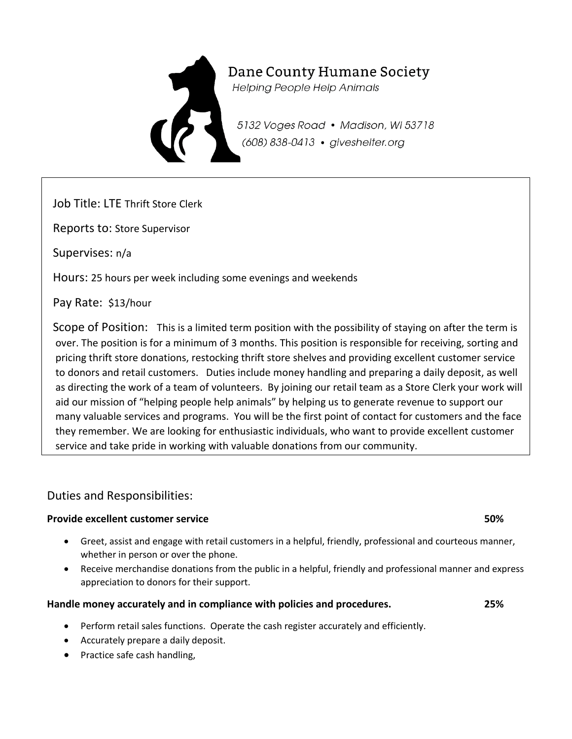# Dane County Humane Society

*Helping People Help Animals*

*5132 Voges Road • Madison, WI 53718*
*(608) 838-0413 • giveshelter.org*

Job Title: LTE Thrift Store Clerk

Reports to: Store Supervisor

Supervises: n/a

Hours: 25 hours per week including some evenings and weekends

Pay Rate: $13/hour

Scope of Position: This is a limited term position with the possibility of staying on after the term is over. The position is for a minimum of 3 months. This position is responsible for receiving, sorting and pricing thrift store donations, restocking thrift store shelves and providing excellent customer service to donors and retail customers. Duties include money handling and preparing a daily deposit, as well as directing the work of a team of volunteers. By joining our retail team as a Store Clerk your work will aid our mission of "helping people help animals" by helping us to generate revenue to support our many valuable services and programs. You will be the first point of contact for customers and the face they remember. We are looking for enthusiastic individuals, who want to provide excellent customer service and take pride in working with valuable donations from our community.

## Duties and Responsibilities:

**Provide excellent customer service** **50%**

- Greet, assist and engage with retail customers in a helpful, friendly, professional and courteous manner, whether in person or over the phone.
- Receive merchandise donations from the public in a helpful, friendly and professional manner and express appreciation to donors for their support.

**Handle money accurately and in compliance with policies and procedures.** **25%**

- Perform retail sales functions. Operate the cash register accurately and efficiently.
- Accurately prepare a daily deposit.
- Practice safe cash handling,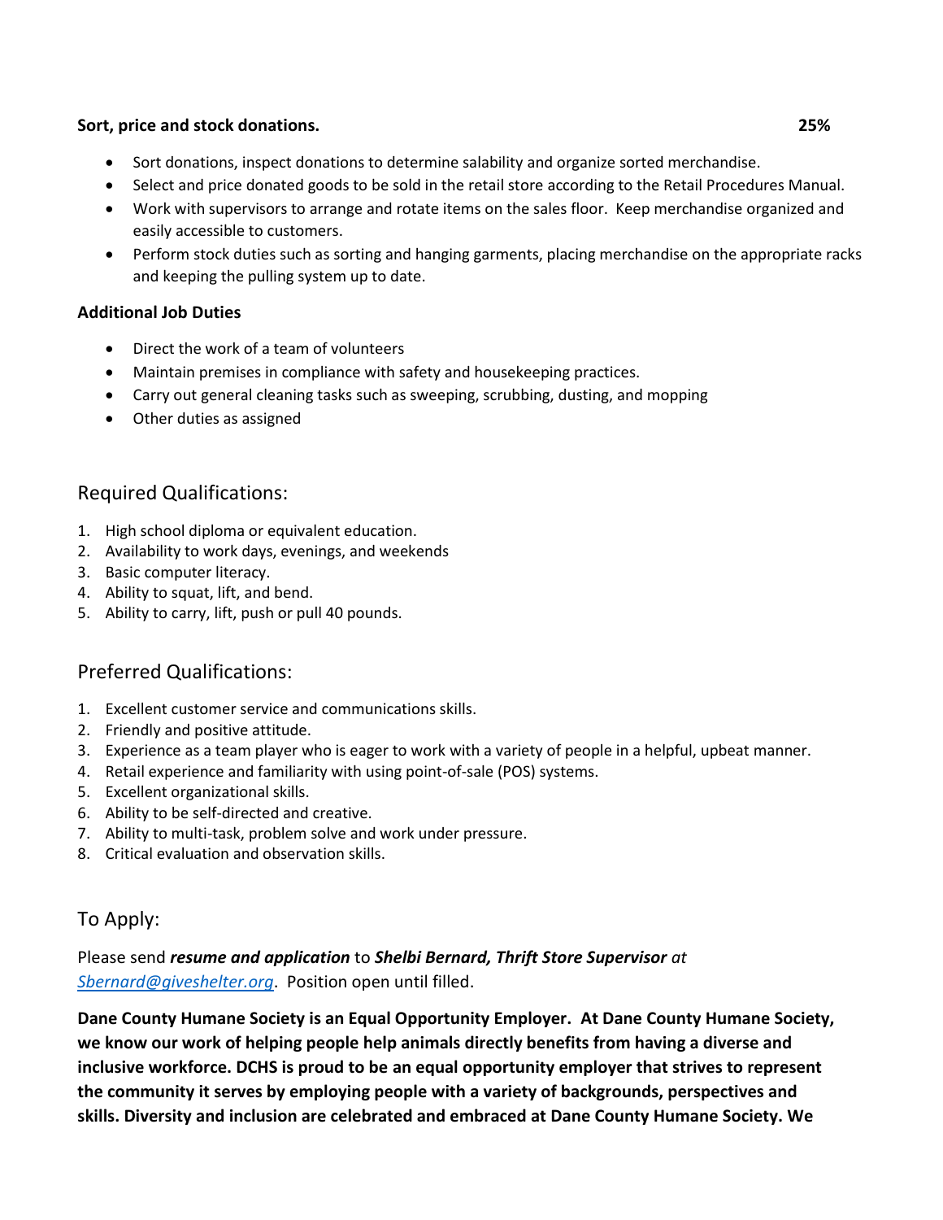**Sort, price and stock donations.** **25%**

- Sort donations, inspect donations to determine salability and organize sorted merchandise.
- Select and price donated goods to be sold in the retail store according to the Retail Procedures Manual.
- Work with supervisors to arrange and rotate items on the sales floor. Keep merchandise organized and easily accessible to customers.
- Perform stock duties such as sorting and hanging garments, placing merchandise on the appropriate racks and keeping the pulling system up to date.

**Additional Job Duties**

- Direct the work of a team of volunteers
- Maintain premises in compliance with safety and housekeeping practices.
- Carry out general cleaning tasks such as sweeping, scrubbing, dusting, and mopping
- Other duties as assigned

## Required Qualifications:

1. High school diploma or equivalent education.
2. Availability to work days, evenings, and weekends
3. Basic computer literacy.
4. Ability to squat, lift, and bend.
5. Ability to carry, lift, push or pull 40 pounds.

## Preferred Qualifications:

1. Excellent customer service and communications skills.
2. Friendly and positive attitude.
3. Experience as a team player who is eager to work with a variety of people in a helpful, upbeat manner.
4. Retail experience and familiarity with using point-of-sale (POS) systems.
5. Excellent organizational skills.
6. Ability to be self-directed and creative.
7. Ability to multi-task, problem solve and work under pressure.
8. Critical evaluation and observation skills.

## To Apply:

Please send ***resume and application*** to ***Shelbi Bernard, Thrift Store Supervisor*** *at* *Sbernard@giveshelter.org*. Position open until filled.

**Dane County Humane Society is an Equal Opportunity Employer. At Dane County Humane Society, we know our work of helping people help animals directly benefits from having a diverse and inclusive workforce. DCHS is proud to be an equal opportunity employer that strives to represent the community it serves by employing people with a variety of backgrounds, perspectives and skills. Diversity and inclusion are celebrated and embraced at Dane County Humane Society. We**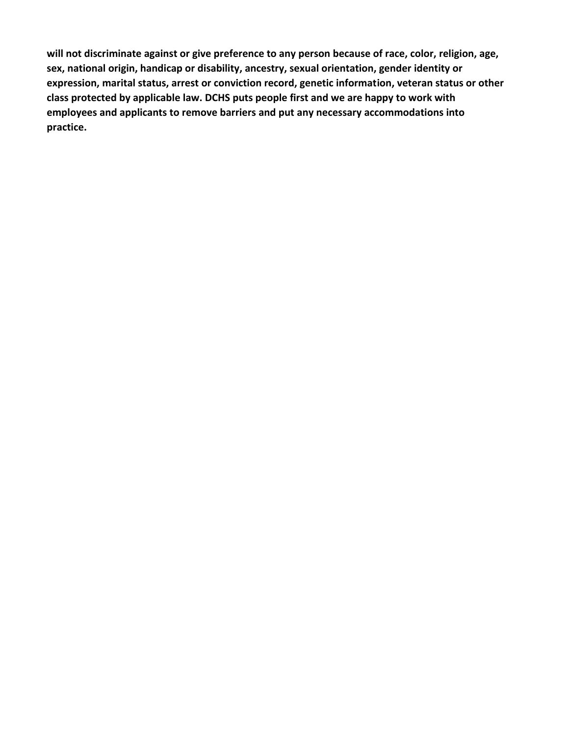**will not discriminate against or give preference to any person because of race, color, religion, age, sex, national origin, handicap or disability, ancestry, sexual orientation, gender identity or expression, marital status, arrest or conviction record, genetic information, veteran status or other class protected by applicable law. DCHS puts people first and we are happy to work with employees and applicants to remove barriers and put any necessary accommodations into practice.**